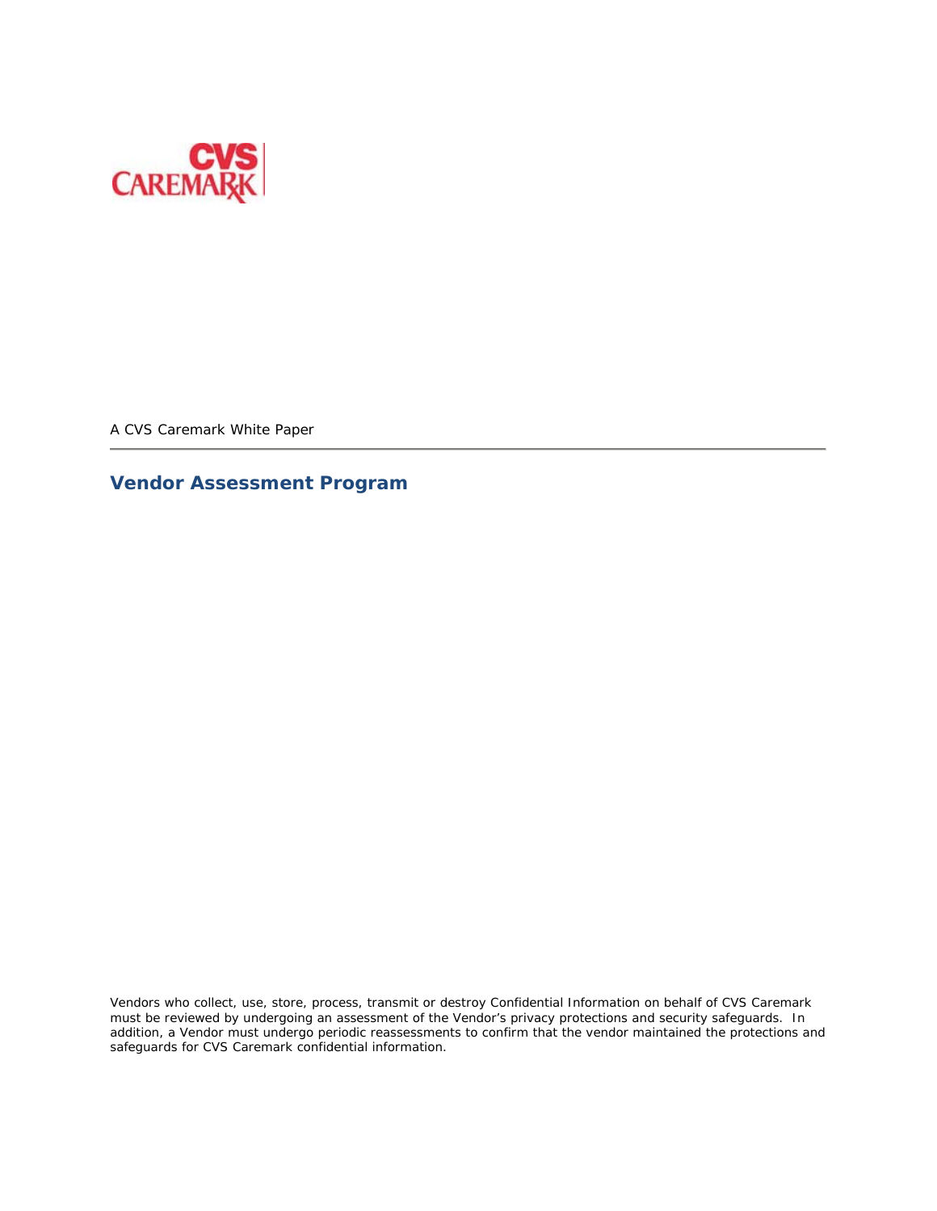CVS CAREMARK

A CVS Caremark White Paper

# Vendor Assessment Program

Vendors who collect, use, store, process, transmit or destroy Confidential Information on behalf of CVS Caremark must be reviewed by undergoing an assessment of the Vendor's privacy protections and security safeguards. In addition, a Vendor must undergo periodic reassessments to confirm that the vendor maintained the protections and safeguards for CVS Caremark confidential information.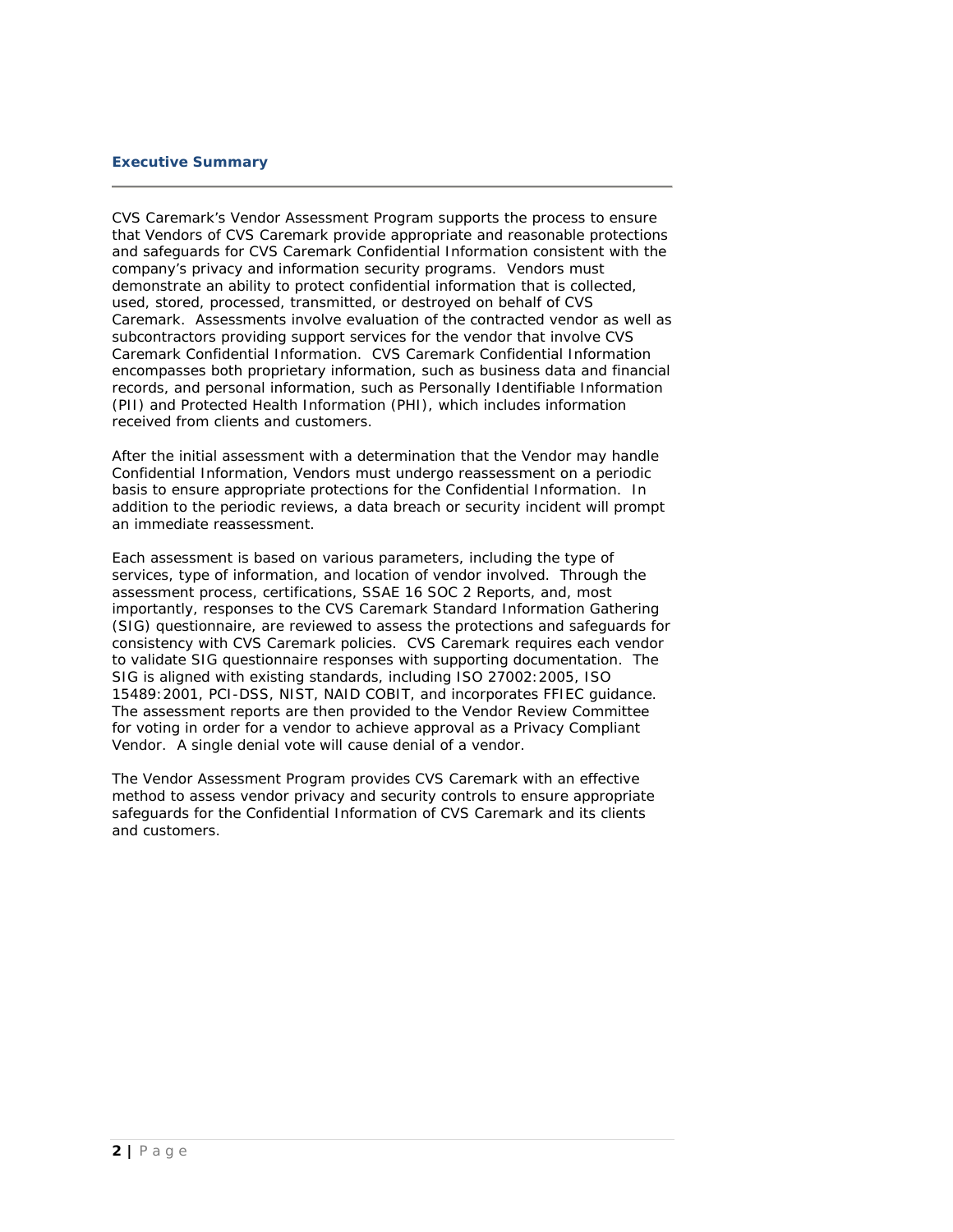## Executive Summary

CVS Caremark's Vendor Assessment Program supports the process to ensure that Vendors of CVS Caremark provide appropriate and reasonable protections and safeguards for CVS Caremark Confidential Information consistent with the company's privacy and information security programs. Vendors must demonstrate an ability to protect confidential information that is collected, used, stored, processed, transmitted, or destroyed on behalf of CVS Caremark. Assessments involve evaluation of the contracted vendor as well as subcontractors providing support services for the vendor that involve CVS Caremark Confidential Information. CVS Caremark Confidential Information encompasses both proprietary information, such as business data and financial records, and personal information, such as Personally Identifiable Information (PII) and Protected Health Information (PHI), which includes information received from clients and customers.

After the initial assessment with a determination that the Vendor may handle Confidential Information, Vendors must undergo reassessment on a periodic basis to ensure appropriate protections for the Confidential Information. In addition to the periodic reviews, a data breach or security incident will prompt an immediate reassessment.

Each assessment is based on various parameters, including the type of services, type of information, and location of vendor involved. Through the assessment process, certifications, SSAE 16 SOC 2 Reports, and, most importantly, responses to the CVS Caremark Standard Information Gathering (SIG) questionnaire, are reviewed to assess the protections and safeguards for consistency with CVS Caremark policies. CVS Caremark requires each vendor to validate SIG questionnaire responses with supporting documentation. The SIG is aligned with existing standards, including ISO 27002:2005, ISO 15489:2001, PCI-DSS, NIST, NAID COBIT, and incorporates FFIEC guidance. The assessment reports are then provided to the Vendor Review Committee for voting in order for a vendor to achieve approval as a Privacy Compliant Vendor. A single denial vote will cause denial of a vendor.

The Vendor Assessment Program provides CVS Caremark with an effective method to assess vendor privacy and security controls to ensure appropriate safeguards for the Confidential Information of CVS Caremark and its clients and customers.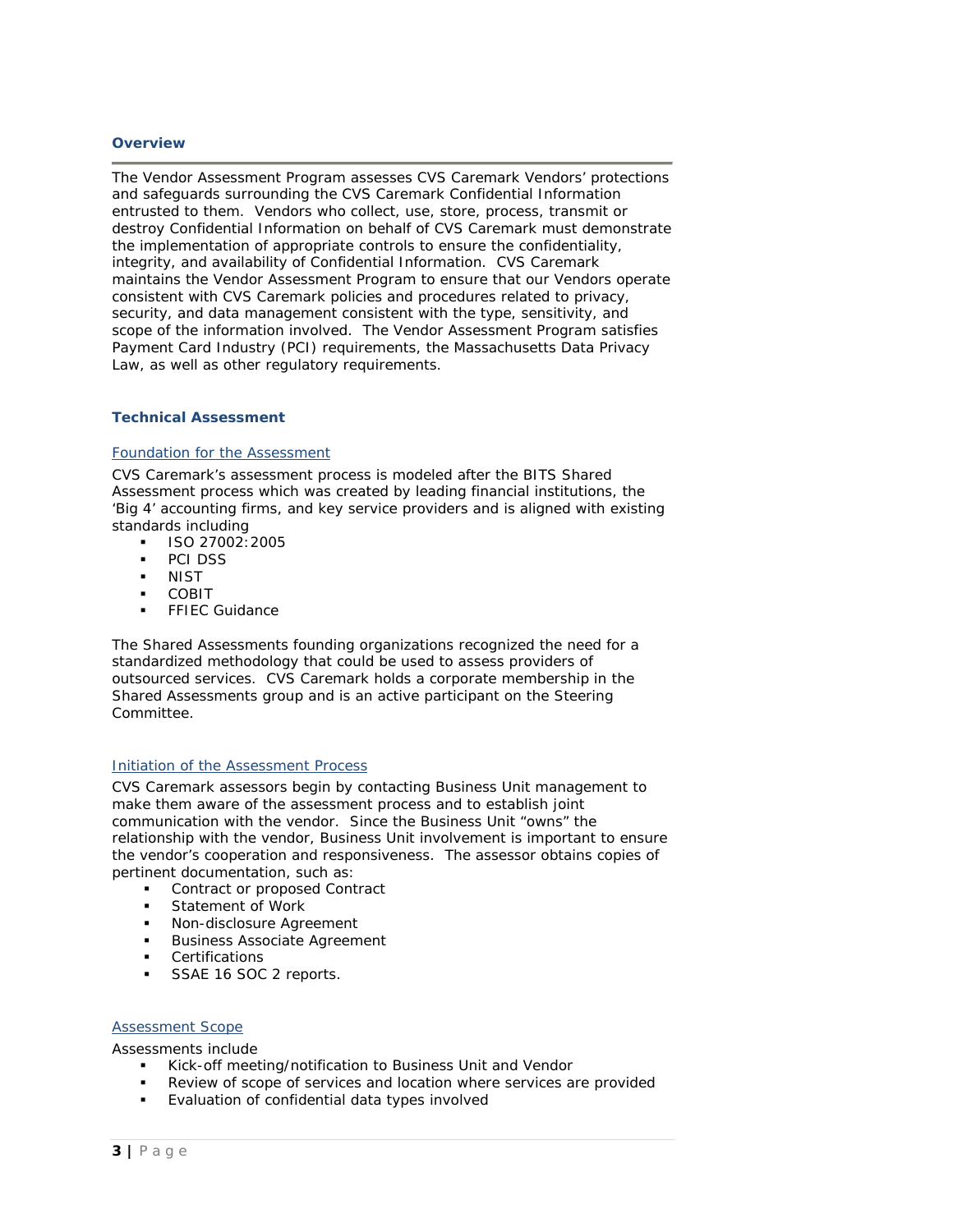## Overview

The Vendor Assessment Program assesses CVS Caremark Vendors' protections and safeguards surrounding the CVS Caremark Confidential Information entrusted to them. Vendors who collect, use, store, process, transmit or destroy Confidential Information on behalf of CVS Caremark must demonstrate the implementation of appropriate controls to ensure the confidentiality, integrity, and availability of Confidential Information. CVS Caremark maintains the Vendor Assessment Program to ensure that our Vendors operate consistent with CVS Caremark policies and procedures related to privacy, security, and data management consistent with the type, sensitivity, and scope of the information involved. The Vendor Assessment Program satisfies Payment Card Industry (PCI) requirements, the Massachusetts Data Privacy Law, as well as other regulatory requirements.

## Technical Assessment

### Foundation for the Assessment

CVS Caremark's assessment process is modeled after the BITS Shared Assessment process which was created by leading financial institutions, the 'Big 4' accounting firms, and key service providers and is aligned with existing standards including

- ISO 27002:2005
- PCI DSS
- NIST
- COBIT
- FFIEC Guidance

The Shared Assessments founding organizations recognized the need for a standardized methodology that could be used to assess providers of outsourced services. CVS Caremark holds a corporate membership in the Shared Assessments group and is an active participant on the Steering Committee.

### Initiation of the Assessment Process

CVS Caremark assessors begin by contacting Business Unit management to make them aware of the assessment process and to establish joint communication with the vendor. Since the Business Unit "owns" the relationship with the vendor, Business Unit involvement is important to ensure the vendor's cooperation and responsiveness. The assessor obtains copies of pertinent documentation, such as:

- Contract or proposed Contract
- Statement of Work
- Non-disclosure Agreement
- Business Associate Agreement
- Certifications
- SSAE 16 SOC 2 reports.

### Assessment Scope

Assessments include

- Kick-off meeting/notification to Business Unit and Vendor
- Review of scope of services and location where services are provided
- Evaluation of confidential data types involved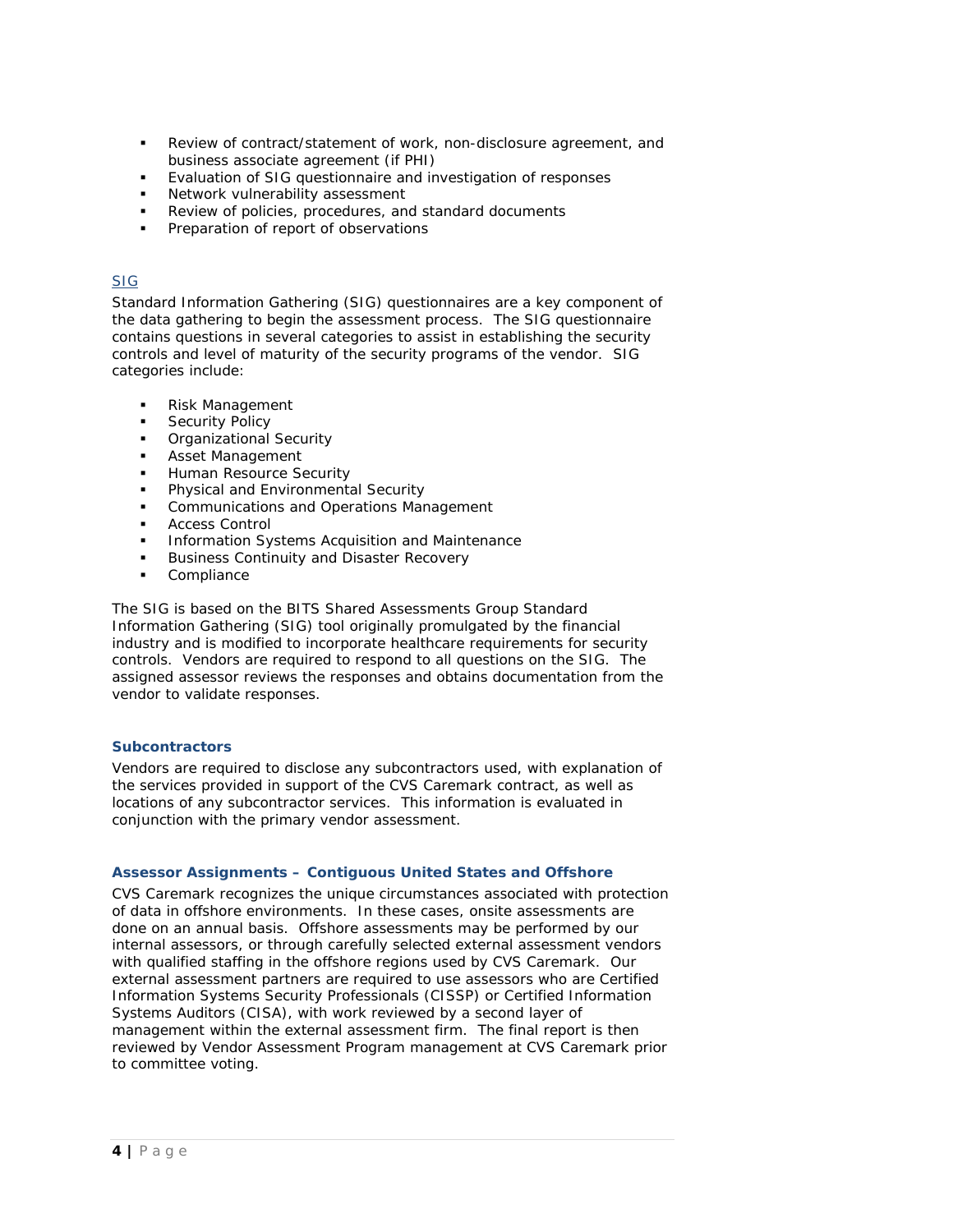- Review of contract/statement of work, non-disclosure agreement, and business associate agreement (if PHI)
- Evaluation of SIG questionnaire and investigation of responses
- Network vulnerability assessment
- Review of policies, procedures, and standard documents
- Preparation of report of observations

### SIG

Standard Information Gathering (SIG) questionnaires are a key component of the data gathering to begin the assessment process. The SIG questionnaire contains questions in several categories to assist in establishing the security controls and level of maturity of the security programs of the vendor. SIG categories include:

- Risk Management
- Security Policy
- Organizational Security
- Asset Management
- Human Resource Security
- Physical and Environmental Security
- Communications and Operations Management
- Access Control
- Information Systems Acquisition and Maintenance
- Business Continuity and Disaster Recovery
- Compliance

The SIG is based on the BITS Shared Assessments Group Standard Information Gathering (SIG) tool originally promulgated by the financial industry and is modified to incorporate healthcare requirements for security controls. Vendors are required to respond to all questions on the SIG. The assigned assessor reviews the responses and obtains documentation from the vendor to validate responses.

### Subcontractors

Vendors are required to disclose any subcontractors used, with explanation of the services provided in support of the CVS Caremark contract, as well as locations of any subcontractor services. This information is evaluated in conjunction with the primary vendor assessment.

### Assessor Assignments – Contiguous United States and Offshore

CVS Caremark recognizes the unique circumstances associated with protection of data in offshore environments. In these cases, onsite assessments are done on an annual basis. Offshore assessments may be performed by our internal assessors, or through carefully selected external assessment vendors with qualified staffing in the offshore regions used by CVS Caremark. Our external assessment partners are required to use assessors who are Certified Information Systems Security Professionals (CISSP) or Certified Information Systems Auditors (CISA), with work reviewed by a second layer of management within the external assessment firm. The final report is then reviewed by Vendor Assessment Program management at CVS Caremark prior to committee voting.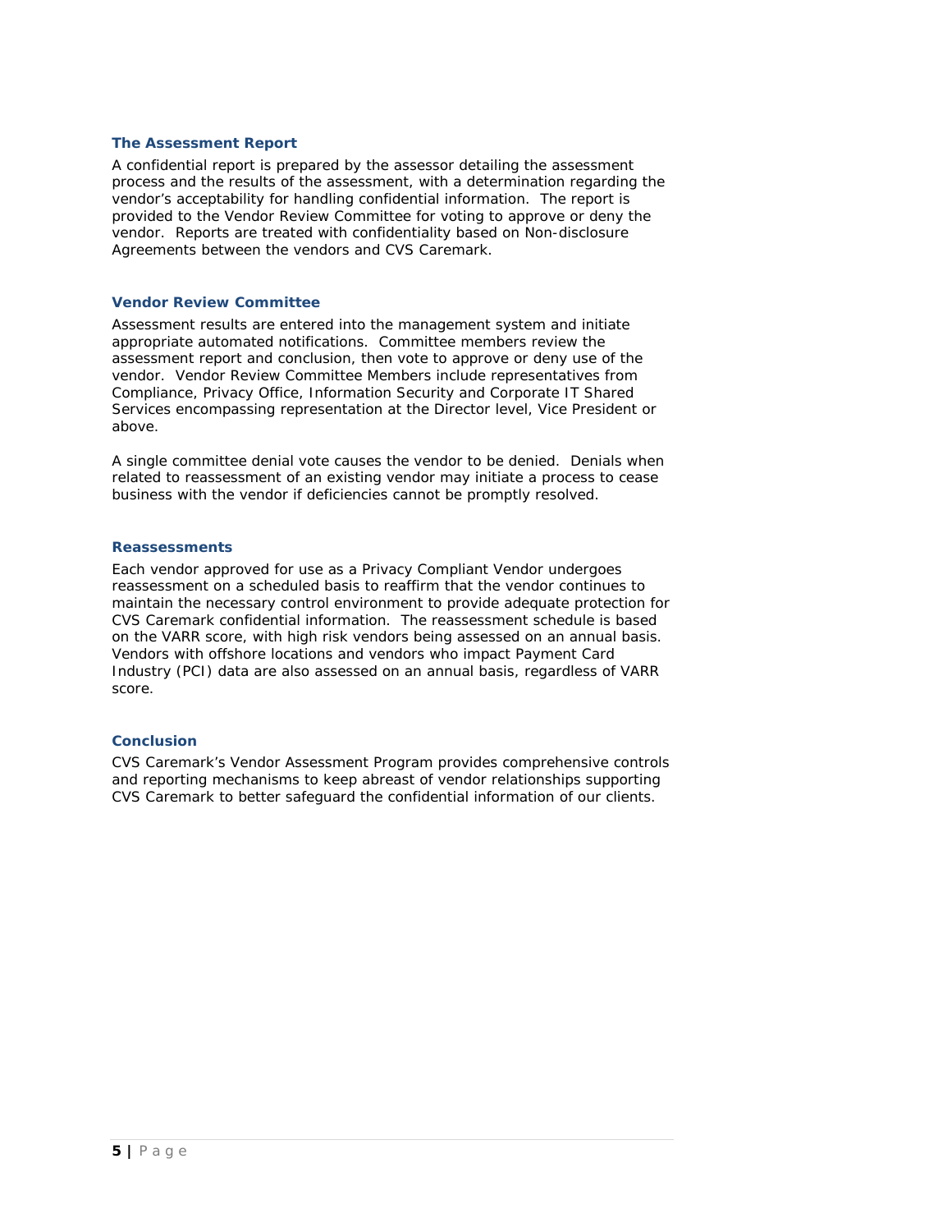### The Assessment Report

A confidential report is prepared by the assessor detailing the assessment process and the results of the assessment, with a determination regarding the vendor's acceptability for handling confidential information. The report is provided to the Vendor Review Committee for voting to approve or deny the vendor. Reports are treated with confidentiality based on Non-disclosure Agreements between the vendors and CVS Caremark.

### Vendor Review Committee

Assessment results are entered into the management system and initiate appropriate automated notifications. Committee members review the assessment report and conclusion, then vote to approve or deny use of the vendor. Vendor Review Committee Members include representatives from Compliance, Privacy Office, Information Security and Corporate IT Shared Services encompassing representation at the Director level, Vice President or above.

A single committee denial vote causes the vendor to be denied. Denials when related to reassessment of an existing vendor may initiate a process to cease business with the vendor if deficiencies cannot be promptly resolved.

### Reassessments

Each vendor approved for use as a Privacy Compliant Vendor undergoes reassessment on a scheduled basis to reaffirm that the vendor continues to maintain the necessary control environment to provide adequate protection for CVS Caremark confidential information. The reassessment schedule is based on the VARR score, with high risk vendors being assessed on an annual basis. Vendors with offshore locations and vendors who impact Payment Card Industry (PCI) data are also assessed on an annual basis, regardless of VARR score.

### Conclusion

CVS Caremark's Vendor Assessment Program provides comprehensive controls and reporting mechanisms to keep abreast of vendor relationships supporting CVS Caremark to better safeguard the confidential information of our clients.